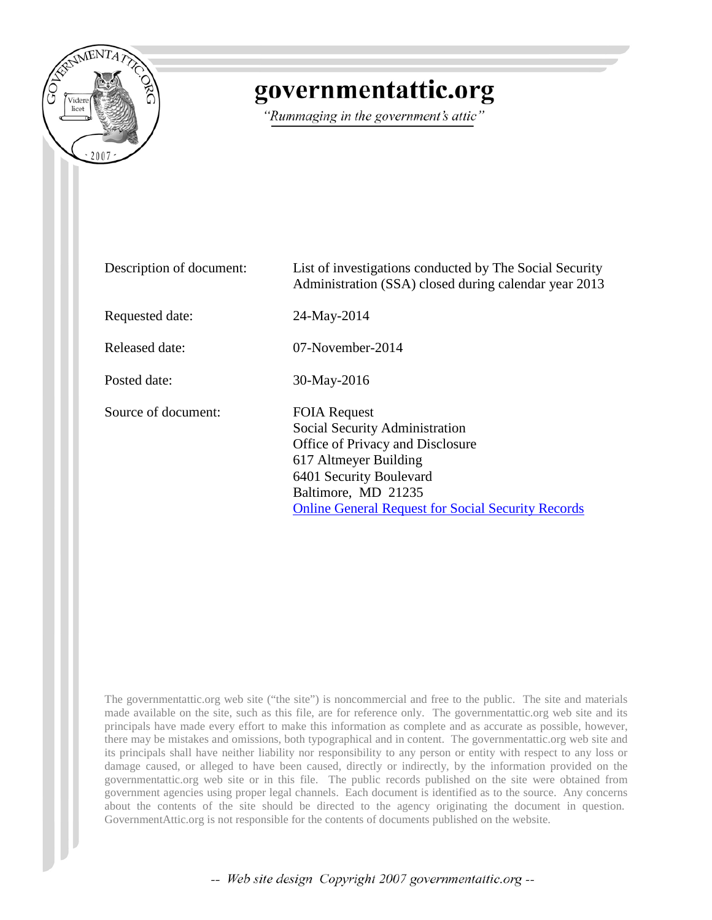# governmentattic.org

*"Rummaging in the government's attic"*

| | |
|---|---|
| Description of document: | List of investigations conducted by The Social Security Administration (SSA) closed during calendar year 2013 |
| Requested date: | 24-May-2014 |
| Released date: | 07-November-2014 |
| Posted date: | 30-May-2016 |
| Source of document: | FOIA Request<br>Social Security Administration<br>Office of Privacy and Disclosure<br>617 Altmeyer Building<br>6401 Security Boulevard<br>Baltimore, MD 21235<br>Online General Request for Social Security Records |

The governmentattic.org web site ("the site") is noncommercial and free to the public. The site and materials made available on the site, such as this file, are for reference only. The governmentattic.org web site and its principals have made every effort to make this information as complete and as accurate as possible, however, there may be mistakes and omissions, both typographical and in content. The governmentattic.org web site and its principals shall have neither liability nor responsibility to any person or entity with respect to any loss or damage caused, or alleged to have been caused, directly or indirectly, by the information provided on the governmentattic.org web site or in this file. The public records published on the site were obtained from government agencies using proper legal channels. Each document is identified as to the source. Any concerns about the contents of the site should be directed to the agency originating the document in question. GovernmentAttic.org is not responsible for the contents of documents published on the website.

*-- Web site design Copyright 2007 governmentattic.org --*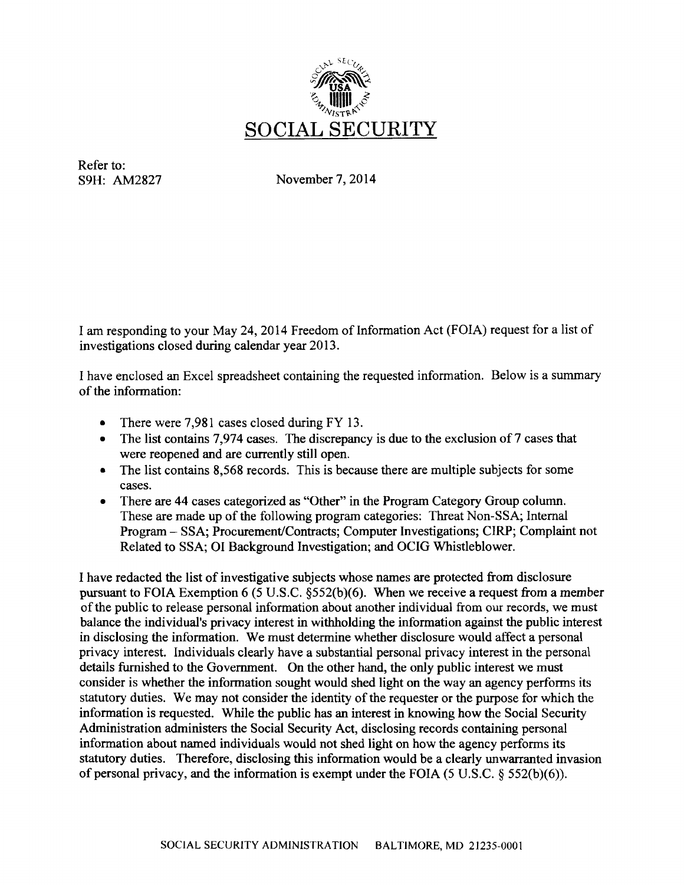# SOCIAL SECURITY

Refer to:
S9H: AM2827

November 7, 2014

I am responding to your May 24, 2014 Freedom of Information Act (FOIA) request for a list of investigations closed during calendar year 2013.

I have enclosed an Excel spreadsheet containing the requested information. Below is a summary of the information:

- There were 7,981 cases closed during FY 13.
- The list contains 7,974 cases. The discrepancy is due to the exclusion of 7 cases that were reopened and are currently still open.
- The list contains 8,568 records. This is because there are multiple subjects for some cases.
- There are 44 cases categorized as "Other" in the Program Category Group column. These are made up of the following program categories: Threat Non-SSA; Internal Program – SSA; Procurement/Contracts; Computer Investigations; CIRP; Complaint not Related to SSA; OI Background Investigation; and OCIG Whistleblower.

I have redacted the list of investigative subjects whose names are protected from disclosure pursuant to FOIA Exemption 6 (5 U.S.C. §552(b)(6). When we receive a request from a member of the public to release personal information about another individual from our records, we must balance the individual's privacy interest in withholding the information against the public interest in disclosing the information. We must determine whether disclosure would affect a personal privacy interest. Individuals clearly have a substantial personal privacy interest in the personal details furnished to the Government. On the other hand, the only public interest we must consider is whether the information sought would shed light on the way an agency performs its statutory duties. We may not consider the identity of the requester or the purpose for which the information is requested. While the public has an interest in knowing how the Social Security Administration administers the Social Security Act, disclosing records containing personal information about named individuals would not shed light on how the agency performs its statutory duties. Therefore, disclosing this information would be a clearly unwarranted invasion of personal privacy, and the information is exempt under the FOIA (5 U.S.C. § 552(b)(6)).

SOCIAL SECURITY ADMINISTRATION BALTIMORE, MD 21235-0001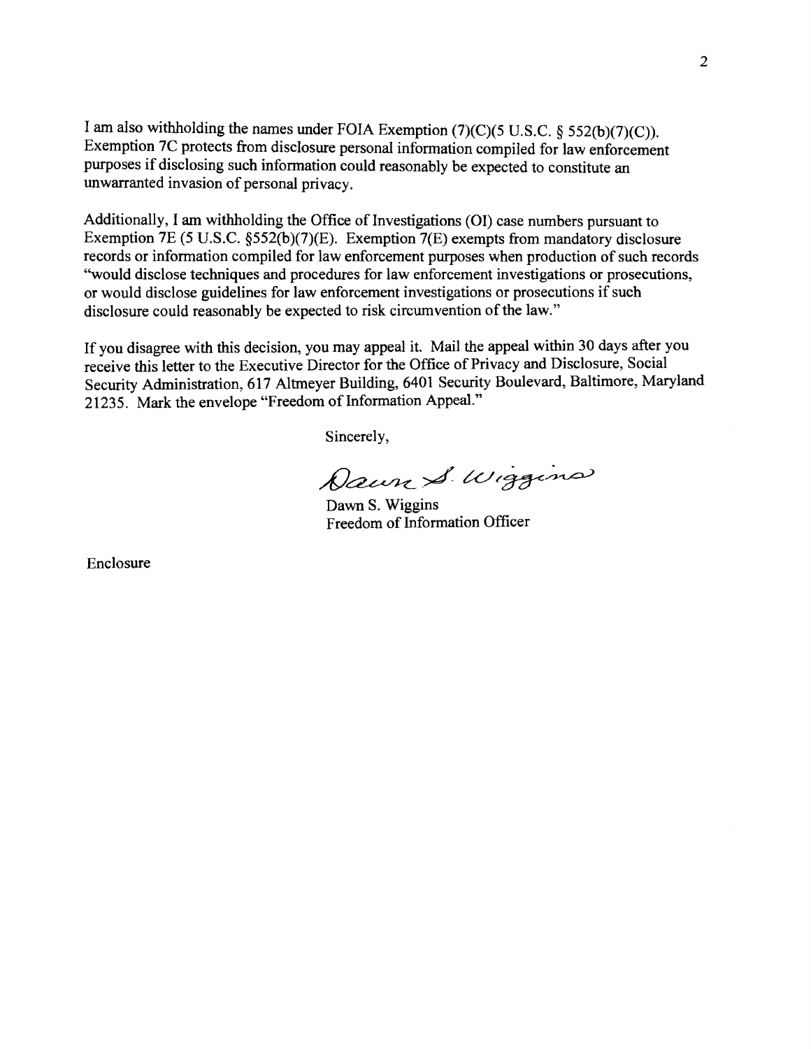I am also withholding the names under FOIA Exemption (7)(C)(5 U.S.C. § 552(b)(7)(C)). Exemption 7C protects from disclosure personal information compiled for law enforcement purposes if disclosing such information could reasonably be expected to constitute an unwarranted invasion of personal privacy.

Additionally, I am withholding the Office of Investigations (OI) case numbers pursuant to Exemption 7E (5 U.S.C. §552(b)(7)(E). Exemption 7(E) exempts from mandatory disclosure records or information compiled for law enforcement purposes when production of such records "would disclose techniques and procedures for law enforcement investigations or prosecutions, or would disclose guidelines for law enforcement investigations or prosecutions if such disclosure could reasonably be expected to risk circumvention of the law."

If you disagree with this decision, you may appeal it. Mail the appeal within 30 days after you receive this letter to the Executive Director for the Office of Privacy and Disclosure, Social Security Administration, 617 Altmeyer Building, 6401 Security Boulevard, Baltimore, Maryland 21235. Mark the envelope "Freedom of Information Appeal."

Sincerely,

Dawn S. Wiggins

Dawn S. Wiggins
Freedom of Information Officer

Enclosure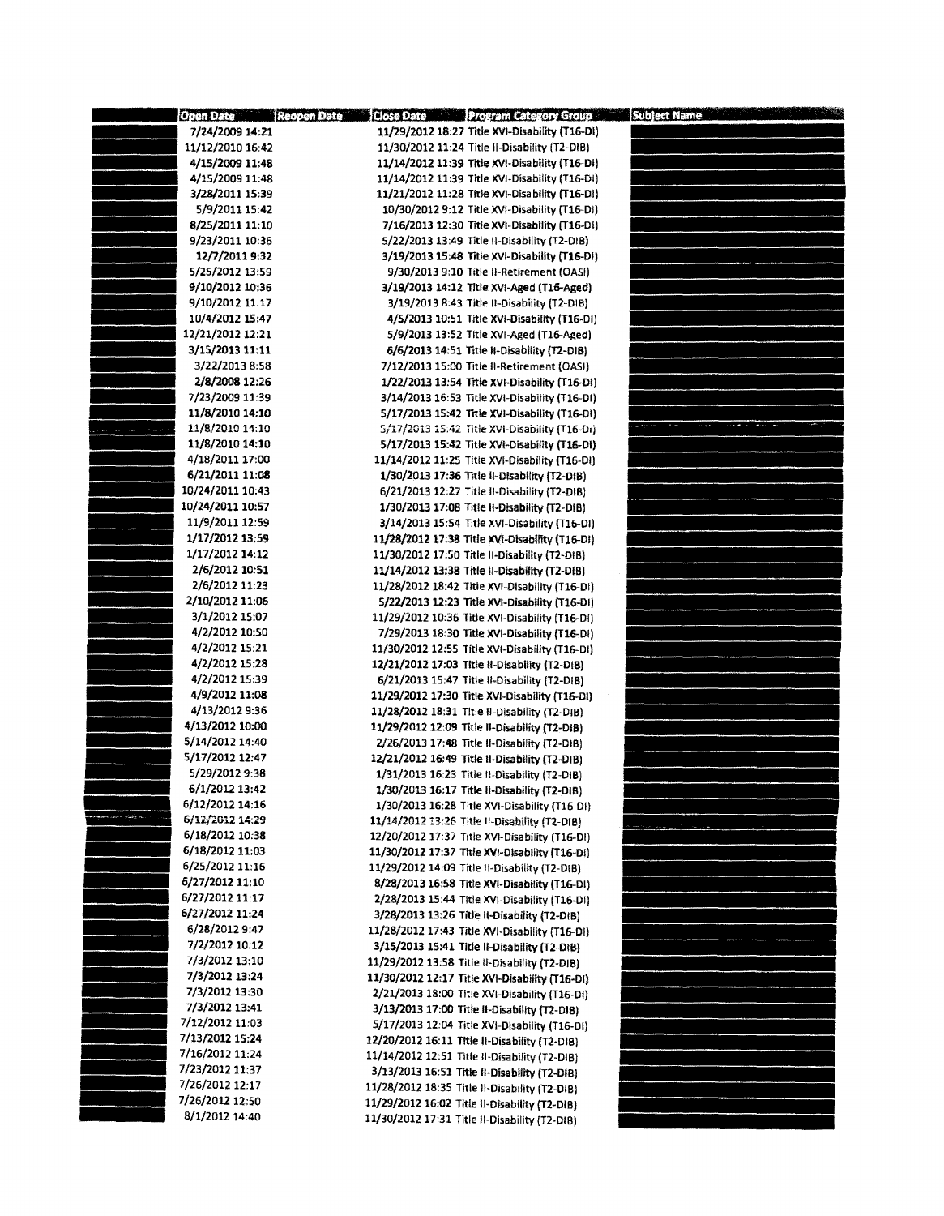| | Open Date | Reopen Date | Close Date | Program Category Group | Subject Name |
|---|---|---|---|---|---|
| | 7/24/2009 14:21 | | 11/29/2012 18:27 | Title XVI-Disability (T16-DI) | |
| | 11/12/2010 16:42 | | 11/30/2012 11:24 | Title II-Disability (T2-DIB) | |
| | 4/15/2009 11:48 | | 11/14/2012 11:39 | Title XVI-Disability (T16-DI) | |
| | 4/15/2009 11:48 | | 11/14/2012 11:39 | Title XVI-Disability (T16-DI) | |
| | 3/28/2011 15:39 | | 11/21/2012 11:28 | Title XVI-Disability (T16-DI) | |
| | 5/9/2011 15:42 | | 10/30/2012 9:12 | Title XVI-Disability (T16-DI) | |
| | 8/25/2011 11:10 | | 7/16/2013 12:30 | Title XVI-Disability (T16-DI) | |
| | 9/23/2011 10:36 | | 5/22/2013 13:49 | Title II-Disability (T2-DIB) | |
| | 12/7/2011 9:32 | | 3/19/2013 15:48 | Title XVI-Disability (T16-DI) | |
| | 5/25/2012 13:59 | | 9/30/2013 9:10 | Title II-Retirement (OASI) | |
| | 9/10/2012 10:36 | | 3/19/2013 14:12 | Title XVI-Aged (T16-Aged) | |
| | 9/10/2012 11:17 | | 3/19/2013 8:43 | Title II-Disability (T2-DIB) | |
| | 10/4/2012 15:47 | | 4/5/2013 10:51 | Title XVI-Disability (T16-DI) | |
| | 12/21/2012 12:21 | | 5/9/2013 13:52 | Title XVI-Aged (T16-Aged) | |
| | 3/15/2013 11:11 | | 6/6/2013 14:51 | Title II-Disability (T2-DIB) | |
| | 3/22/2013 8:58 | | 7/12/2013 15:00 | Title II-Retirement (OASI) | |
| | 2/8/2008 12:26 | | 1/22/2013 13:54 | Title XVI-Disability (T16-DI) | |
| | 7/23/2009 11:39 | | 3/14/2013 16:53 | Title XVI-Disability (T16-DI) | |
| | 11/8/2010 14:10 | | 5/17/2013 15:42 | Title XVI-Disability (T16-DI) | |
| | 11/8/2010 14:10 | | 5/17/2013 15:42 | Title XVI-Disability (T16-DI) | |
| | 11/8/2010 14:10 | | 5/17/2013 15:42 | Title XVI-Disability (T16-DI) | |
| | 4/18/2011 17:00 | | 11/14/2012 11:25 | Title XVI-Disability (T16-DI) | |
| | 6/21/2011 11:08 | | 1/30/2013 17:36 | Title II-Disability (T2-DIB) | |
| | 10/24/2011 10:43 | | 6/21/2013 12:27 | Title II-Disability (T2-DIB) | |
| | 10/24/2011 10:57 | | 1/30/2013 17:08 | Title II-Disability (T2-DIB) | |
| | 11/9/2011 12:59 | | 3/14/2013 15:54 | Title XVI-Disability (T16-DI) | |
| | 1/17/2012 13:59 | | 11/28/2012 17:38 | Title XVI-Disability (T16-DI) | |
| | 1/17/2012 14:12 | | 11/30/2012 17:50 | Title II-Disability (T2-DIB) | |
| | 2/6/2012 10:51 | | 11/14/2012 13:38 | Title II-Disability (T2-DIB) | |
| | 2/6/2012 11:23 | | 11/28/2012 18:42 | Title XVI-Disability (T16-DI) | |
| | 2/10/2012 11:06 | | 5/22/2013 12:23 | Title XVI-Disability (T16-DI) | |
| | 3/1/2012 15:07 | | 11/29/2012 10:36 | Title XVI-Disability (T16-DI) | |
| | 4/2/2012 10:50 | | 7/29/2013 18:30 | Title XVI-Disability (T16-DI) | |
| | 4/2/2012 15:21 | | 11/30/2012 12:55 | Title XVI-Disability (T16-DI) | |
| | 4/2/2012 15:28 | | 12/21/2012 17:03 | Title II-Disability (T2-DIB) | |
| | 4/2/2012 15:39 | | 6/21/2013 15:47 | Title II-Disability (T2-DIB) | |
| | 4/9/2012 11:08 | | 11/29/2012 17:30 | Title XVI-Disability (T16-DI) | |
| | 4/13/2012 9:36 | | 11/28/2012 18:31 | Title II-Disability (T2-DIB) | |
| | 4/13/2012 10:00 | | 11/29/2012 12:09 | Title II-Disability (T2-DIB) | |
| | 5/14/2012 14:40 | | 2/26/2013 17:48 | Title II-Disability (T2-DIB) | |
| | 5/17/2012 12:47 | | 12/21/2012 16:49 | Title II-Disability (T2-DIB) | |
| | 5/29/2012 9:38 | | 1/31/2013 16:23 | Title II-Disability (T2-DIB) | |
| | 6/1/2012 13:42 | | 1/30/2013 16:17 | Title II-Disability (T2-DIB) | |
| | 6/12/2012 14:16 | | 1/30/2013 16:28 | Title XVI-Disability (T16-DI) | |
| | 6/12/2012 14:29 | | 11/14/2012 13:26 | Title II-Disability (T2-DIB) | |
| | 6/18/2012 10:38 | | 12/20/2012 17:37 | Title XVI-Disability (T16-DI) | |
| | 6/18/2012 11:03 | | 11/30/2012 17:37 | Title XVI-Disability (T16-DI) | |
| | 6/25/2012 11:16 | | 11/29/2012 14:09 | Title II-Disability (T2-DIB) | |
| | 6/27/2012 11:10 | | 8/28/2013 16:58 | Title XVI-Disability (T16-DI) | |
| | 6/27/2012 11:17 | | 2/28/2013 15:44 | Title XVI-Disability (T16-DI) | |
| | 6/27/2012 11:24 | | 3/28/2013 13:26 | Title II-Disability (T2-DIB) | |
| | 6/28/2012 9:47 | | 11/28/2012 17:43 | Title XVI-Disability (T16-DI) | |
| | 7/2/2012 10:12 | | 3/15/2013 15:41 | Title II-Disability (T2-DIB) | |
| | 7/3/2012 13:10 | | 11/29/2012 13:58 | Title II-Disability (T2-DIB) | |
| | 7/3/2012 13:24 | | 11/30/2012 12:17 | Title XVI-Disability (T16-DI) | |
| | 7/3/2012 13:30 | | 2/21/2013 18:00 | Title XVI-Disability (T16-DI) | |
| | 7/3/2012 13:41 | | 3/13/2013 17:00 | Title II-Disability (T2-DIB) | |
| | 7/12/2012 11:03 | | 5/17/2013 12:04 | Title XVI-Disability (T16-DI) | |
| | 7/13/2012 15:24 | | 12/20/2012 16:11 | Title II-Disability (T2-DIB) | |
| | 7/16/2012 11:24 | | 11/14/2012 12:51 | Title II-Disability (T2-DIB) | |
| | 7/23/2012 11:37 | | 3/13/2013 16:51 | Title II-Disability (T2-DIB) | |
| | 7/26/2012 12:17 | | 11/28/2012 18:35 | Title II-Disability (T2-DIB) | |
| | 7/26/2012 12:50 | | 11/29/2012 16:02 | Title II-Disability (T2-DIB) | |
| | 8/1/2012 14:40 | | 11/30/2012 17:31 | Title II-Disability (T2-DIB) | |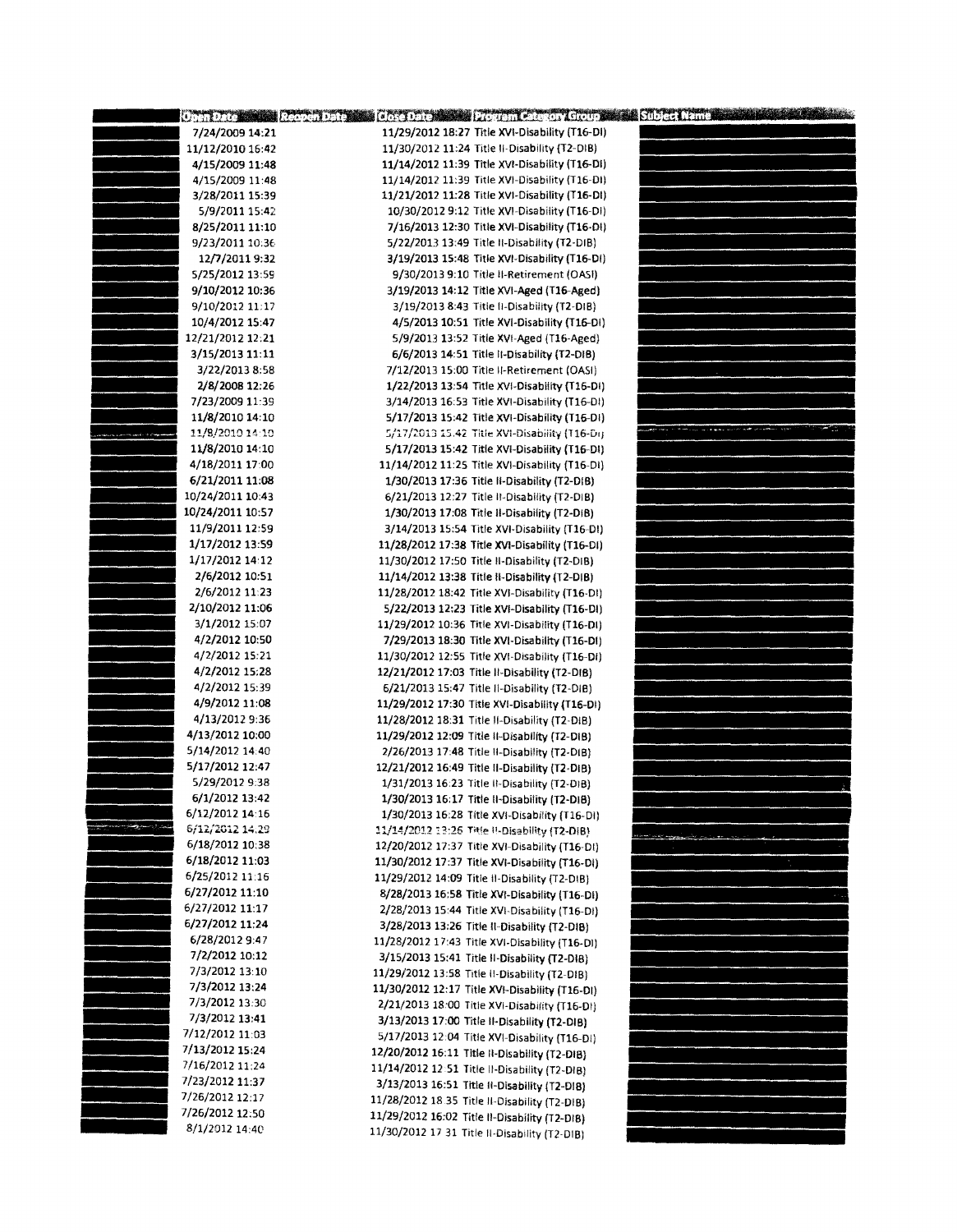| | Open Date | Reopen Date | Close Date | Program Category Group | Subject Name |
|---|---|---|---|---|---|
| | 7/24/2009 14:21 | | 11/29/2012 18:27 | Title XVI-Disability (T16-DI) | |
| | 11/12/2010 16:42 | | 11/30/2012 11:24 | Title II-Disability (T2-DIB) | |
| | 4/15/2009 11:48 | | 11/14/2012 11:39 | Title XVI-Disability (T16-DI) | |
| | 4/15/2009 11:48 | | 11/14/2012 11:39 | Title XVI-Disability (T16-DI) | |
| | 3/28/2011 15:39 | | 11/21/2012 11:28 | Title XVI-Disability (T16-DI) | |
| | 5/9/2011 15:42 | | 10/30/2012 9:12 | Title XVI-Disability (T16-DI) | |
| | 8/25/2011 11:10 | | 7/16/2013 12:30 | Title XVI-Disability (T16-DI) | |
| | 9/23/2011 10:36 | | 5/22/2013 13:49 | Title II-Disability (T2-DIB) | |
| | 12/7/2011 9:32 | | 3/19/2013 15:48 | Title XVI-Disability (T16-DI) | |
| | 5/25/2012 13:59 | | 9/30/2013 9:10 | Title II-Retirement (OASI) | |
| | 9/10/2012 10:36 | | 3/19/2013 14:12 | Title XVI-Aged (T16-Aged) | |
| | 9/10/2012 11:17 | | 3/19/2013 8:43 | Title II-Disability (T2-DIB) | |
| | 10/4/2012 15:47 | | 4/5/2013 10:51 | Title XVI-Disability (T16-DI) | |
| | 12/21/2012 12:21 | | 5/9/2013 13:52 | Title XVI-Aged (T16-Aged) | |
| | 3/15/2013 11:11 | | 6/6/2013 14:51 | Title II-Disability (T2-DIB) | |
| | 3/22/2013 8:58 | | 7/12/2013 15:00 | Title II-Retirement (OASI) | |
| | 2/8/2008 12:26 | | 1/22/2013 13:54 | Title XVI-Disability (T16-DI) | |
| | 7/23/2009 11:39 | | 3/14/2013 16:53 | Title XVI-Disability (T16-DI) | |
| | 11/8/2010 14:10 | | 5/17/2013 15:42 | Title XVI-Disability (T16-DI) | |
| | 11/8/2010 14:10 | | 5/17/2013 15:42 | Title XVI-Disability (T16-DI) | |
| | 11/8/2010 14:10 | | 5/17/2013 15:42 | Title XVI-Disability (T16-DI) | |
| | 4/18/2011 17:00 | | 11/14/2012 11:25 | Title XVI-Disability (T16-DI) | |
| | 6/21/2011 11:08 | | 1/30/2013 17:36 | Title II-Disability (T2-DIB) | |
| | 10/24/2011 10:43 | | 6/21/2013 12:27 | Title II-Disability (T2-DIB) | |
| | 10/24/2011 10:57 | | 1/30/2013 17:08 | Title II-Disability (T2-DIB) | |
| | 11/9/2011 12:59 | | 3/14/2013 15:54 | Title XVI-Disability (T16-DI) | |
| | 1/17/2012 13:59 | | 11/28/2012 17:38 | Title XVI-Disability (T16-DI) | |
| | 1/17/2012 14:12 | | 11/30/2012 17:50 | Title II-Disability (T2-DIB) | |
| | 2/6/2012 10:51 | | 11/14/2012 13:38 | Title II-Disability (T2-DIB) | |
| | 2/6/2012 11:23 | | 11/28/2012 18:42 | Title XVI-Disability (T16-DI) | |
| | 2/10/2012 11:06 | | 5/22/2013 12:23 | Title XVI-Disability (T16-DI) | |
| | 3/1/2012 15:07 | | 11/29/2012 10:36 | Title XVI-Disability (T16-DI) | |
| | 4/2/2012 10:50 | | 7/29/2013 18:30 | Title XVI-Disability (T16-DI) | |
| | 4/2/2012 15:21 | | 11/30/2012 12:55 | Title XVI-Disability (T16-DI) | |
| | 4/2/2012 15:28 | | 12/21/2012 17:03 | Title II-Disability (T2-DIB) | |
| | 4/2/2012 15:39 | | 6/21/2013 15:47 | Title II-Disability (T2-DIB) | |
| | 4/9/2012 11:08 | | 11/29/2012 17:30 | Title XVI-Disability (T16-DI) | |
| | 4/13/2012 9:36 | | 11/28/2012 18:31 | Title II-Disability (T2-DIB) | |
| | 4/13/2012 10:00 | | 11/29/2012 12:09 | Title II-Disability (T2-DIB) | |
| | 5/14/2012 14:40 | | 2/26/2013 17:48 | Title II-Disability (T2-DIB) | |
| | 5/17/2012 12:47 | | 12/21/2012 16:49 | Title II-Disability (T2-DIB) | |
| | 5/29/2012 9:38 | | 1/31/2013 16:23 | Title II-Disability (T2-DIB) | |
| | 6/1/2012 13:42 | | 1/30/2013 16:17 | Title II-Disability (T2-DIB) | |
| | 6/12/2012 14:16 | | 1/30/2013 16:28 | Title XVI-Disability (T16-DI) | |
| | 6/12/2012 14:29 | | 11/14/2012 13:26 | Title II-Disability (T2-DIB) | |
| | 6/18/2012 10:38 | | 12/20/2012 17:37 | Title XVI-Disability (T16-DI) | |
| | 6/18/2012 11:03 | | 11/30/2012 17:37 | Title XVI-Disability (T16-DI) | |
| | 6/25/2012 11:16 | | 11/29/2012 14:09 | Title II-Disability (T2-DIB) | |
| | 6/27/2012 11:10 | | 8/28/2013 16:58 | Title XVI-Disability (T16-DI) | |
| | 6/27/2012 11:17 | | 2/28/2013 15:44 | Title XVI-Disability (T16-DI) | |
| | 6/27/2012 11:24 | | 3/28/2013 13:26 | Title II-Disability (T2-DIB) | |
| | 6/28/2012 9:47 | | 11/28/2012 17:43 | Title XVI-Disability (T16-DI) | |
| | 7/2/2012 10:12 | | 3/15/2013 15:41 | Title II-Disability (T2-DIB) | |
| | 7/3/2012 13:10 | | 11/29/2012 13:58 | Title II-Disability (T2-DIB) | |
| | 7/3/2012 13:24 | | 11/30/2012 12:17 | Title XVI-Disability (T16-DI) | |
| | 7/3/2012 13:30 | | 2/21/2013 18:00 | Title XVI-Disability (T16-DI) | |
| | 7/3/2012 13:41 | | 3/13/2013 17:00 | Title II-Disability (T2-DIB) | |
| | 7/12/2012 11:03 | | 5/17/2013 12:04 | Title XVI-Disability (T16-DI) | |
| | 7/13/2012 15:24 | | 12/20/2012 16:11 | Title II-Disability (T2-DIB) | |
| | 7/16/2012 11:24 | | 11/14/2012 12:51 | Title II-Disability (T2-DIB) | |
| | 7/23/2012 11:37 | | 3/13/2013 16:51 | Title II-Disability (T2-DIB) | |
| | 7/26/2012 12:17 | | 11/28/2012 18:35 | Title II-Disability (T2-DIB) | |
| | 7/26/2012 12:50 | | 11/29/2012 16:02 | Title II-Disability (T2-DIB) | |
| | 8/1/2012 14:40 | | 11/30/2012 17:31 | Title II-Disability (T2-DIB) | |